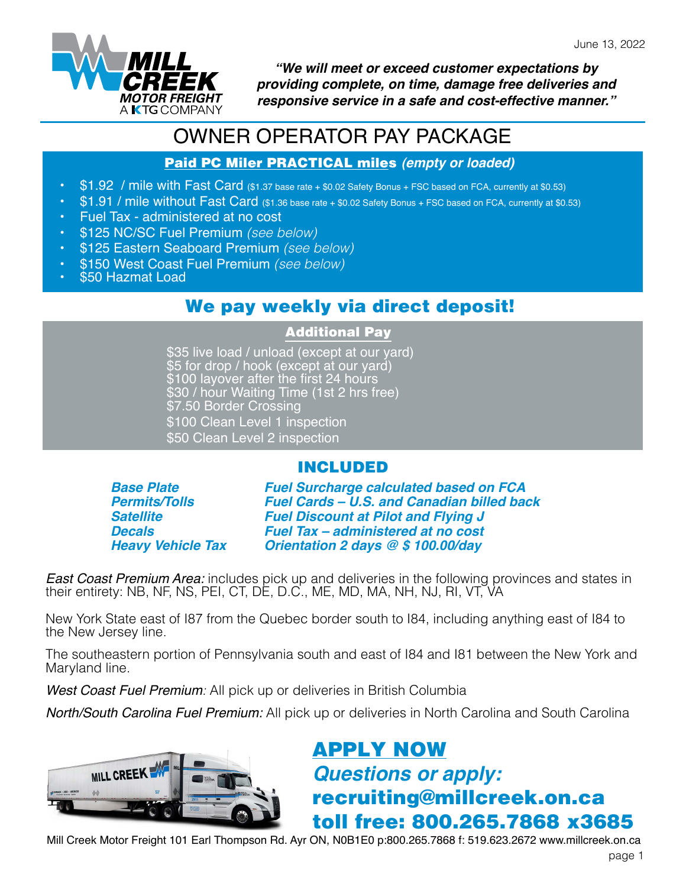June 13, 2022

**MILL CREEK MOTOR FREIGHT**
A KTG COMPANY

***"We will meet or exceed customer expectations by providing complete, on time, damage free deliveries and responsive service in a safe and cost-effective manner."***

# OWNER OPERATOR PAY PACKAGE

## Paid PC Miler PRACTICAL miles *(empty or loaded)*

- $1.92 / mile with Fast Card ($1.37 base rate + $0.02 Safety Bonus + FSC based on FCA, currently at $0.53)
- $1.91 / mile without Fast Card ($1.36 base rate + $0.02 Safety Bonus + FSC based on FCA, currently at $0.53)
- Fuel Tax - administered at no cost
- $125 NC/SC Fuel Premium *(see below)*
- $125 Eastern Seaboard Premium *(see below)*
- $150 West Coast Fuel Premium *(see below)*
- $50 Hazmat Load

## We pay weekly via direct deposit!

### Additional Pay

$35 live load / unload (except at our yard)
$5 for drop / hook (except at our yard)
$100 layover after the first 24 hours
$30 / hour Waiting Time (1st 2 hrs free)
$7.50 Border Crossing
$100 Clean Level 1 inspection
$50 Clean Level 2 inspection

### INCLUDED

| | |
|---|---|
| ***Base Plate*** | ***Fuel Surcharge calculated based on FCA*** |
| ***Permits/Tolls*** | ***Fuel Cards – U.S. and Canadian billed back*** |
| ***Satellite*** | ***Fuel Discount at Pilot and Flying J*** |
| ***Decals*** | ***Fuel Tax – administered at no cost*** |
| ***Heavy Vehicle Tax*** | ***Orientation 2 days @ $ 100.00/day*** |

*East Coast Premium Area:* includes pick up and deliveries in the following provinces and states in their entirety: NB, NF, NS, PEI, CT, DE, D.C., ME, MD, MA, NH, NJ, RI, VT, VA

New York State east of I87 from the Quebec border south to I84, including anything east of I84 to the New Jersey line.

The southeastern portion of Pennsylvania south and east of I84 and I81 between the New York and Maryland line.

*West Coast Fuel Premium:* All pick up or deliveries in British Columbia

*North/South Carolina Fuel Premium:* All pick up or deliveries in North Carolina and South Carolina

## APPLY NOW

***Questions or apply:***
**recruiting@millcreek.on.ca**
**toll free: 800.265.7868 x3685**

Mill Creek Motor Freight 101 Earl Thompson Rd. Ayr ON, N0B1E0 p:800.265.7868 f: 519.623.2672 www.millcreek.on.ca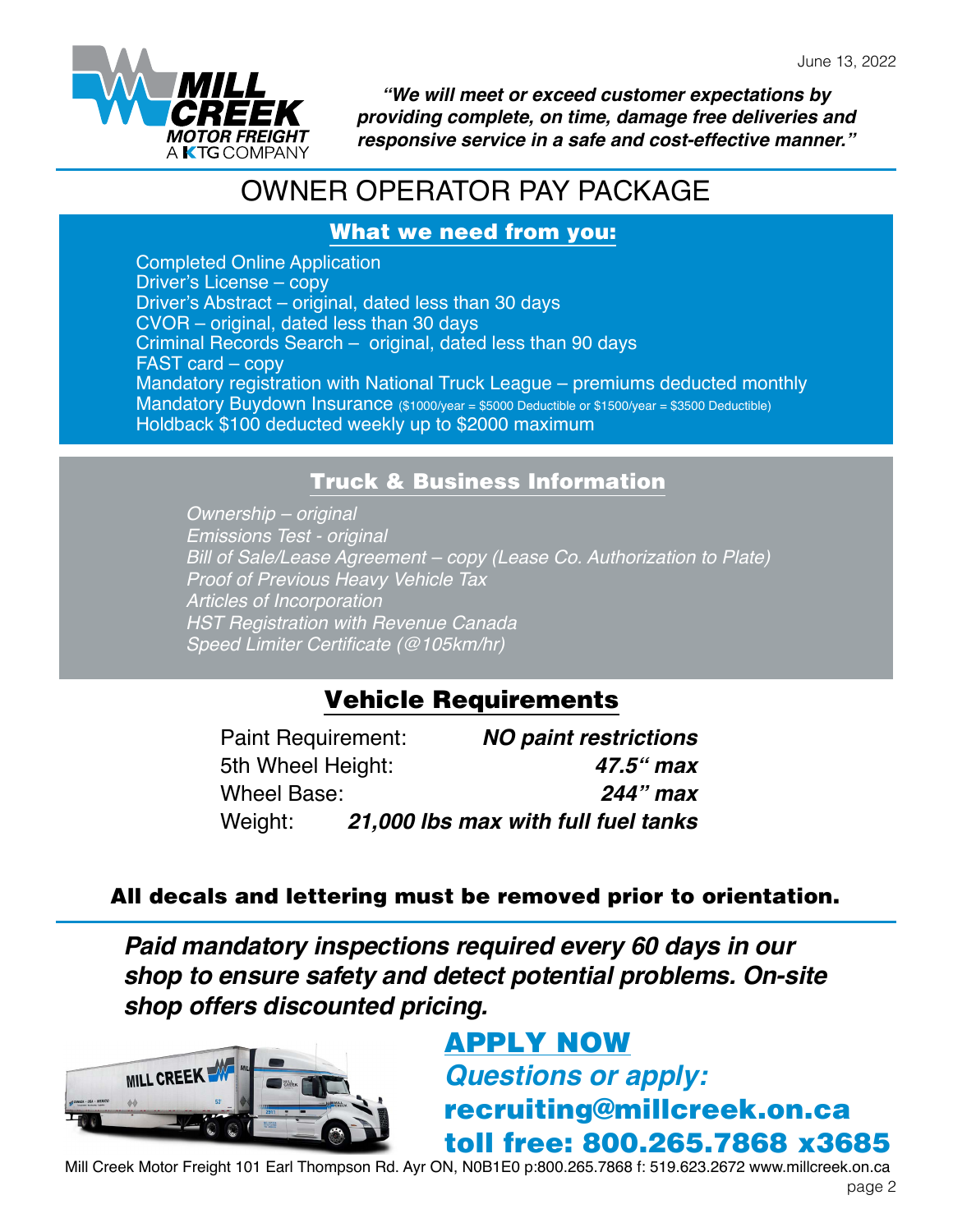June 13, 2022

***"We will meet or exceed customer expectations by providing complete, on time, damage free deliveries and responsive service in a safe and cost-effective manner."***

# OWNER OPERATOR PAY PACKAGE

## What we need from you:

Completed Online Application
Driver's License – copy
Driver's Abstract – original, dated less than 30 days
CVOR – original, dated less than 30 days
Criminal Records Search – original, dated less than 90 days
FAST card – copy
Mandatory registration with National Truck League – premiums deducted monthly
Mandatory Buydown Insurance ($1000/year = $5000 Deductible or $1500/year = $3500 Deductible)
Holdback $100 deducted weekly up to $2000 maximum

## Truck & Business Information

*Ownership – original*
*Emissions Test - original*
*Bill of Sale/Lease Agreement – copy (Lease Co. Authorization to Plate)*
*Proof of Previous Heavy Vehicle Tax*
*Articles of Incorporation*
*HST Registration with Revenue Canada*
*Speed Limiter Certificate (@105km/hr)*

## Vehicle Requirements

| | |
|---|---|
| Paint Requirement: | ***NO paint restrictions*** |
| 5th Wheel Height: | ***47.5" max*** |
| Wheel Base: | ***244" max*** |
| Weight: | ***21,000 lbs max with full fuel tanks*** |

**All decals and lettering must be removed prior to orientation.**

***Paid mandatory inspections required every 60 days in our shop to ensure safety and detect potential problems. On-site shop offers discounted pricing.***

**APPLY NOW**

***Questions or apply:***

**recruiting@millcreek.on.ca**

**toll free: 800.265.7868 x3685**

Mill Creek Motor Freight 101 Earl Thompson Rd. Ayr ON, N0B1E0 p:800.265.7868 f: 519.623.2672 www.millcreek.on.ca